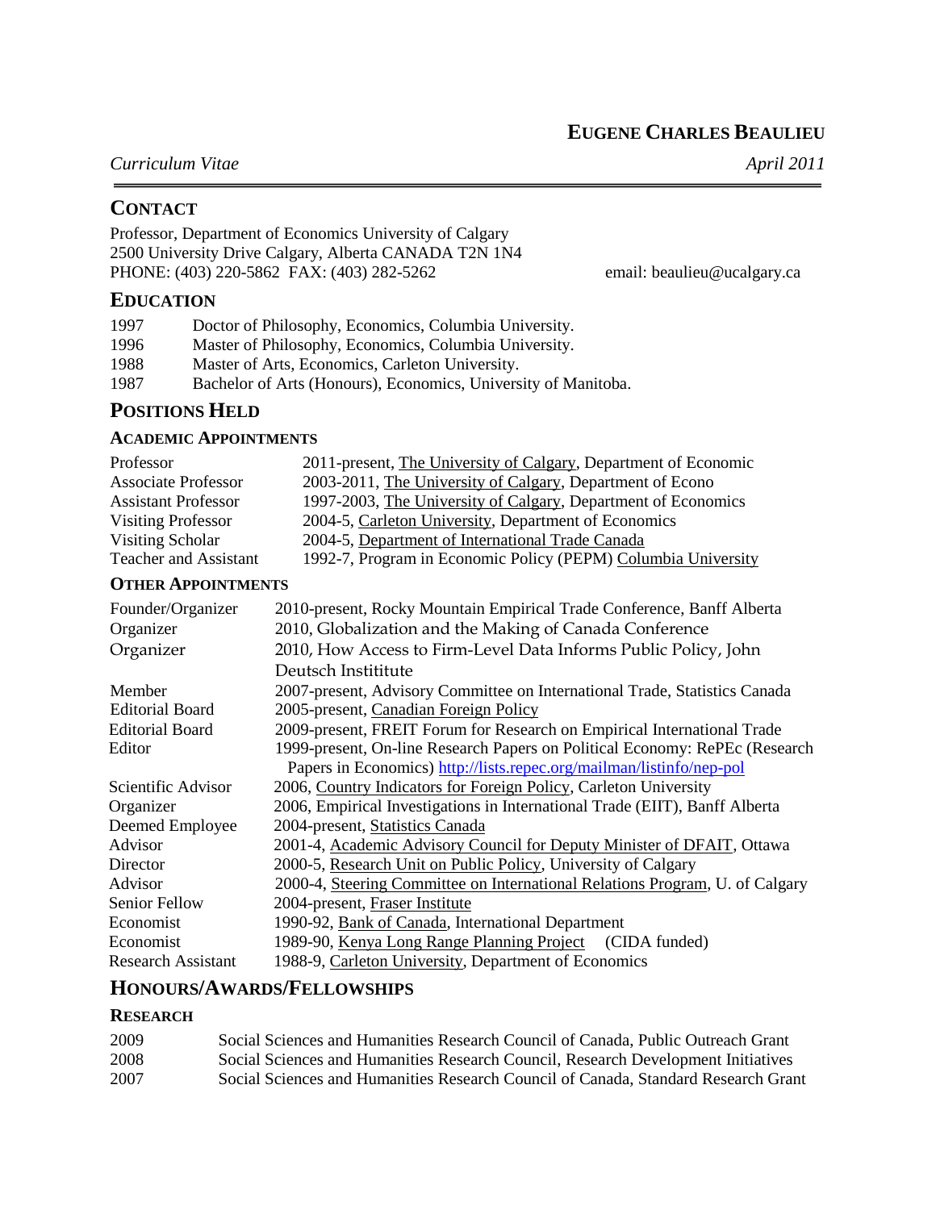# EUGENE CHARLES BEAULIEU

*Curriculum Vitae* *April 2011*

## CONTACT

Professor, Department of Economics University of Calgary
2500 University Drive Calgary, Alberta CANADA T2N 1N4
PHONE: (403) 220-5862 FAX: (403) 282-5262 email: beaulieu@ucalgary.ca

## EDUCATION

| | |
|---|---|
| 1997 | Doctor of Philosophy, Economics, Columbia University. |
| 1996 | Master of Philosophy, Economics, Columbia University. |
| 1988 | Master of Arts, Economics, Carleton University. |
| 1987 | Bachelor of Arts (Honours), Economics, University of Manitoba. |

## POSITIONS HELD

### ACADEMIC APPOINTMENTS

| | |
|---|---|
| Professor | 2011-present, The University of Calgary, Department of Economic |
| Associate Professor | 2003-2011, The University of Calgary, Department of Econo |
| Assistant Professor | 1997-2003, The University of Calgary, Department of Economics |
| Visiting Professor | 2004-5, Carleton University, Department of Economics |
| Visiting Scholar | 2004-5, Department of International Trade Canada |
| Teacher and Assistant | 1992-7, Program in Economic Policy (PEPM) Columbia University |

### OTHER APPOINTMENTS

| | |
|---|---|
| Founder/Organizer | 2010-present, Rocky Mountain Empirical Trade Conference, Banff Alberta |
| Organizer | 2010, Globalization and the Making of Canada Conference |
| Organizer | 2010, How Access to Firm-Level Data Informs Public Policy, John Deutsch Instititute |
| Member | 2007-present, Advisory Committee on International Trade, Statistics Canada |
| Editorial Board | 2005-present, Canadian Foreign Policy |
| Editorial Board | 2009-present, FREIT Forum for Research on Empirical International Trade |
| Editor | 1999-present, On-line Research Papers on Political Economy: RePEc (Research Papers in Economics) http://lists.repec.org/mailman/listinfo/nep-pol |
| Scientific Advisor | 2006, Country Indicators for Foreign Policy, Carleton University |
| Organizer | 2006, Empirical Investigations in International Trade (EIIT), Banff Alberta |
| Deemed Employee | 2004-present, Statistics Canada |
| Advisor | 2001-4, Academic Advisory Council for Deputy Minister of DFAIT, Ottawa |
| Director | 2000-5, Research Unit on Public Policy, University of Calgary |
| Advisor | 2000-4, Steering Committee on International Relations Program, U. of Calgary |
| Senior Fellow | 2004-present, Fraser Institute |
| Economist | 1990-92, Bank of Canada, International Department |
| Economist | 1989-90, Kenya Long Range Planning Project (CIDA funded) |
| Research Assistant | 1988-9, Carleton University, Department of Economics |

## HONOURS/AWARDS/FELLOWSHIPS

### RESEARCH

| | |
|---|---|
| 2009 | Social Sciences and Humanities Research Council of Canada, Public Outreach Grant |
| 2008 | Social Sciences and Humanities Research Council, Research Development Initiatives |
| 2007 | Social Sciences and Humanities Research Council of Canada, Standard Research Grant |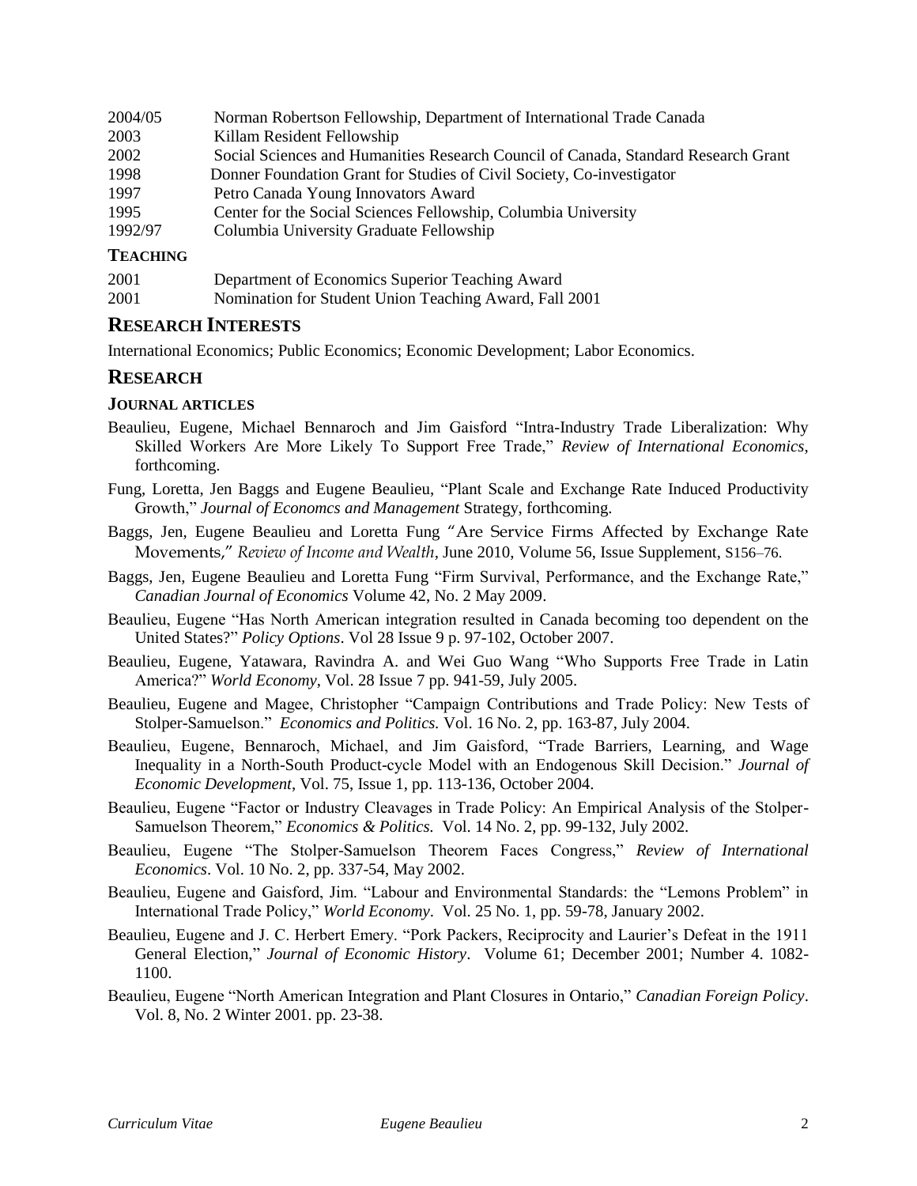| | |
|---|---|
| 2004/05 | Norman Robertson Fellowship, Department of International Trade Canada |
| 2003 | Killam Resident Fellowship |
| 2002 | Social Sciences and Humanities Research Council of Canada, Standard Research Grant |
| 1998 | Donner Foundation Grant for Studies of Civil Society, Co-investigator |
| 1997 | Petro Canada Young Innovators Award |
| 1995 | Center for the Social Sciences Fellowship, Columbia University |
| 1992/97 | Columbia University Graduate Fellowship |

### TEACHING

| | |
|---|---|
| 2001 | Department of Economics Superior Teaching Award |
| 2001 | Nomination for Student Union Teaching Award, Fall 2001 |

## RESEARCH INTERESTS

International Economics; Public Economics; Economic Development; Labor Economics.

## RESEARCH

### JOURNAL ARTICLES

Beaulieu, Eugene, Michael Bennaroch and Jim Gaisford "Intra-Industry Trade Liberalization: Why Skilled Workers Are More Likely To Support Free Trade," *Review of International Economics*, forthcoming.

Fung, Loretta, Jen Baggs and Eugene Beaulieu, "Plant Scale and Exchange Rate Induced Productivity Growth," *Journal of Economcs and Management* Strategy, forthcoming.

Baggs, Jen, Eugene Beaulieu and Loretta Fung "Are Service Firms Affected by Exchange Rate Movements," *Review of Income and Wealth*, June 2010, Volume 56, Issue Supplement, S156–76.

Baggs, Jen, Eugene Beaulieu and Loretta Fung "Firm Survival, Performance, and the Exchange Rate," *Canadian Journal of Economics* Volume 42, No. 2 May 2009.

Beaulieu, Eugene "Has North American integration resulted in Canada becoming too dependent on the United States?" *Policy Options*. Vol 28 Issue 9 p. 97-102, October 2007.

Beaulieu, Eugene, Yatawara, Ravindra A. and Wei Guo Wang "Who Supports Free Trade in Latin America?" *World Economy*, Vol. 28 Issue 7 pp. 941-59, July 2005.

Beaulieu, Eugene and Magee, Christopher "Campaign Contributions and Trade Policy: New Tests of Stolper-Samuelson." *Economics and Politics.* Vol. 16 No. 2, pp. 163-87, July 2004.

Beaulieu, Eugene, Bennaroch, Michael, and Jim Gaisford, "Trade Barriers, Learning, and Wage Inequality in a North-South Product-cycle Model with an Endogenous Skill Decision." *Journal of Economic Development*, Vol. 75, Issue 1, pp. 113-136, October 2004.

Beaulieu, Eugene "Factor or Industry Cleavages in Trade Policy: An Empirical Analysis of the Stolper-Samuelson Theorem," *Economics & Politics.* Vol. 14 No. 2, pp. 99-132, July 2002.

Beaulieu, Eugene "The Stolper-Samuelson Theorem Faces Congress," *Review of International Economics*. Vol. 10 No. 2, pp. 337-54, May 2002.

Beaulieu, Eugene and Gaisford, Jim. "Labour and Environmental Standards: the "Lemons Problem" in International Trade Policy," *World Economy*. Vol. 25 No. 1, pp. 59-78, January 2002.

Beaulieu, Eugene and J. C. Herbert Emery. "Pork Packers, Reciprocity and Laurier's Defeat in the 1911 General Election," *Journal of Economic History*. Volume 61; December 2001; Number 4. 1082-1100.

Beaulieu, Eugene "North American Integration and Plant Closures in Ontario," *Canadian Foreign Policy*. Vol. 8, No. 2 Winter 2001. pp. 23-38.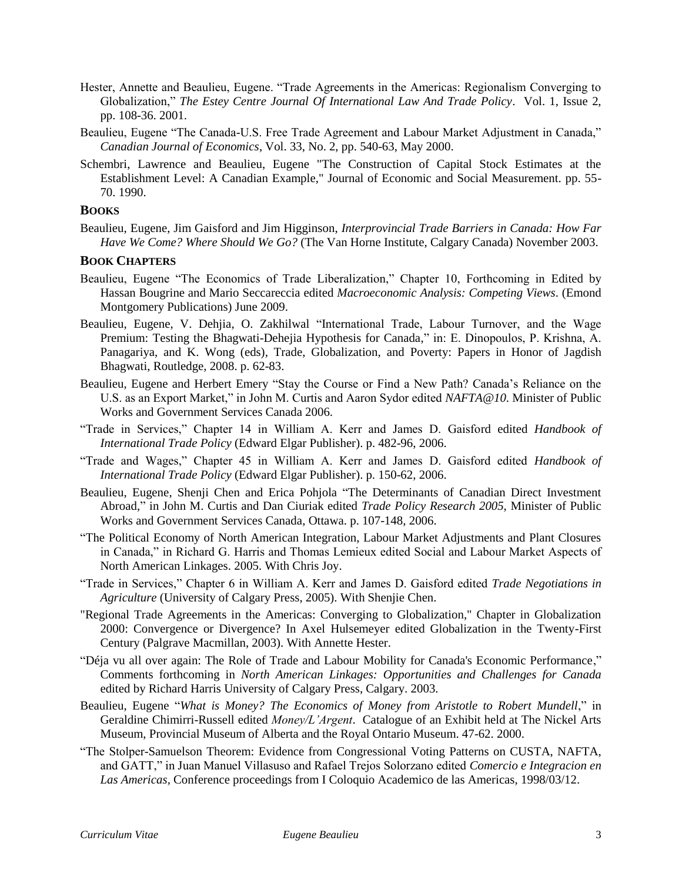Hester, Annette and Beaulieu, Eugene. "Trade Agreements in the Americas: Regionalism Converging to Globalization," *The Estey Centre Journal Of International Law And Trade Policy*. Vol. 1, Issue 2, pp. 108-36. 2001.

Beaulieu, Eugene "The Canada-U.S. Free Trade Agreement and Labour Market Adjustment in Canada," *Canadian Journal of Economics*, Vol. 33, No. 2, pp. 540-63, May 2000.

Schembri, Lawrence and Beaulieu, Eugene "The Construction of Capital Stock Estimates at the Establishment Level: A Canadian Example," Journal of Economic and Social Measurement. pp. 55-70. 1990.

### BOOKS

Beaulieu, Eugene, Jim Gaisford and Jim Higginson, *Interprovincial Trade Barriers in Canada: How Far Have We Come? Where Should We Go?* (The Van Horne Institute, Calgary Canada) November 2003.

### BOOK CHAPTERS

Beaulieu, Eugene "The Economics of Trade Liberalization," Chapter 10, Forthcoming in Edited by Hassan Bougrine and Mario Seccareccia edited *Macroeconomic Analysis: Competing Views*. (Emond Montgomery Publications) June 2009.

Beaulieu, Eugene, V. Dehjia, O. Zakhilwal "International Trade, Labour Turnover, and the Wage Premium: Testing the Bhagwati-Dehejia Hypothesis for Canada," in: E. Dinopoulos, P. Krishna, A. Panagariya, and K. Wong (eds), Trade, Globalization, and Poverty: Papers in Honor of Jagdish Bhagwati, Routledge, 2008. p. 62-83.

Beaulieu, Eugene and Herbert Emery "Stay the Course or Find a New Path? Canada's Reliance on the U.S. as an Export Market," in John M. Curtis and Aaron Sydor edited *NAFTA@10*. Minister of Public Works and Government Services Canada 2006.

"Trade in Services," Chapter 14 in William A. Kerr and James D. Gaisford edited *Handbook of International Trade Policy* (Edward Elgar Publisher). p. 482-96, 2006.

"Trade and Wages," Chapter 45 in William A. Kerr and James D. Gaisford edited *Handbook of International Trade Policy* (Edward Elgar Publisher). p. 150-62, 2006.

Beaulieu, Eugene, Shenji Chen and Erica Pohjola "The Determinants of Canadian Direct Investment Abroad," in John M. Curtis and Dan Ciuriak edited *Trade Policy Research 2005*, Minister of Public Works and Government Services Canada, Ottawa. p. 107-148, 2006.

"The Political Economy of North American Integration, Labour Market Adjustments and Plant Closures in Canada," in Richard G. Harris and Thomas Lemieux edited Social and Labour Market Aspects of North American Linkages. 2005. With Chris Joy.

"Trade in Services," Chapter 6 in William A. Kerr and James D. Gaisford edited *Trade Negotiations in Agriculture* (University of Calgary Press, 2005). With Shenjie Chen.

"Regional Trade Agreements in the Americas: Converging to Globalization," Chapter in Globalization 2000: Convergence or Divergence? In Axel Hulsemeyer edited Globalization in the Twenty-First Century (Palgrave Macmillan, 2003). With Annette Hester.

"Déja vu all over again: The Role of Trade and Labour Mobility for Canada's Economic Performance," Comments forthcoming in *North American Linkages: Opportunities and Challenges for Canada* edited by Richard Harris University of Calgary Press, Calgary. 2003.

Beaulieu, Eugene "*What is Money? The Economics of Money from Aristotle to Robert Mundell*," in Geraldine Chimirri-Russell edited *Money/L'Argent*. Catalogue of an Exhibit held at The Nickel Arts Museum, Provincial Museum of Alberta and the Royal Ontario Museum. 47-62. 2000.

"The Stolper-Samuelson Theorem: Evidence from Congressional Voting Patterns on CUSTA, NAFTA, and GATT," in Juan Manuel Villasuso and Rafael Trejos Solorzano edited *Comercio e Integracion en Las Americas*, Conference proceedings from I Coloquio Academico de las Americas, 1998/03/12.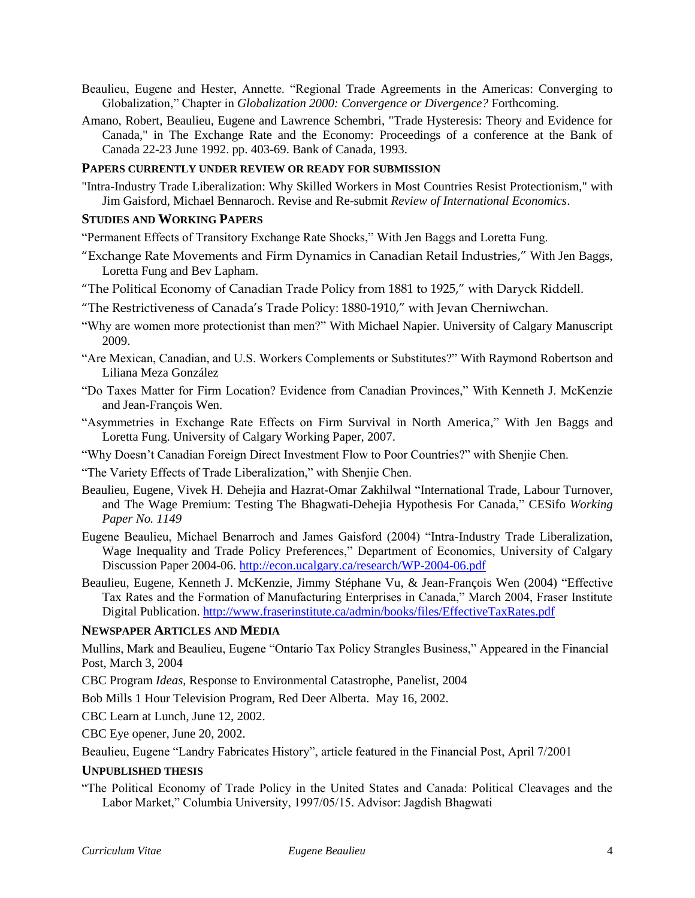Beaulieu, Eugene and Hester, Annette. "Regional Trade Agreements in the Americas: Converging to Globalization," Chapter in *Globalization 2000: Convergence or Divergence?* Forthcoming.

Amano, Robert, Beaulieu, Eugene and Lawrence Schembri, "Trade Hysteresis: Theory and Evidence for Canada," in The Exchange Rate and the Economy: Proceedings of a conference at the Bank of Canada 22-23 June 1992. pp. 403-69. Bank of Canada, 1993.

### PAPERS CURRENTLY UNDER REVIEW OR READY FOR SUBMISSION

"Intra-Industry Trade Liberalization: Why Skilled Workers in Most Countries Resist Protectionism," with Jim Gaisford, Michael Bennaroch. Revise and Re-submit *Review of International Economics*.

### STUDIES AND WORKING PAPERS

"Permanent Effects of Transitory Exchange Rate Shocks," With Jen Baggs and Loretta Fung.

"Exchange Rate Movements and Firm Dynamics in Canadian Retail Industries," With Jen Baggs, Loretta Fung and Bev Lapham.

"The Political Economy of Canadian Trade Policy from 1881 to 1925," with Daryck Riddell.

"The Restrictiveness of Canada's Trade Policy: 1880-1910," with Jevan Cherniwchan.

"Why are women more protectionist than men?" With Michael Napier. University of Calgary Manuscript 2009.

"Are Mexican, Canadian, and U.S. Workers Complements or Substitutes?" With Raymond Robertson and Liliana Meza González

"Do Taxes Matter for Firm Location? Evidence from Canadian Provinces," With Kenneth J. McKenzie and Jean-François Wen.

"Asymmetries in Exchange Rate Effects on Firm Survival in North America," With Jen Baggs and Loretta Fung. University of Calgary Working Paper, 2007.

"Why Doesn't Canadian Foreign Direct Investment Flow to Poor Countries?" with Shenjie Chen.

"The Variety Effects of Trade Liberalization," with Shenjie Chen.

Beaulieu, Eugene, Vivek H. Dehejia and Hazrat-Omar Zakhilwal "International Trade, Labour Turnover, and The Wage Premium: Testing The Bhagwati-Dehejia Hypothesis For Canada," CESifo *Working Paper No. 1149*

Eugene Beaulieu, Michael Benarroch and James Gaisford (2004) "Intra-Industry Trade Liberalization, Wage Inequality and Trade Policy Preferences," Department of Economics, University of Calgary Discussion Paper 2004-06. http://econ.ucalgary.ca/research/WP-2004-06.pdf

Beaulieu, Eugene, Kenneth J. McKenzie, Jimmy Stéphane Vu, & Jean-François Wen (2004) "Effective Tax Rates and the Formation of Manufacturing Enterprises in Canada," March 2004, Fraser Institute Digital Publication. http://www.fraserinstitute.ca/admin/books/files/EffectiveTaxRates.pdf

### NEWSPAPER ARTICLES AND MEDIA

Mullins, Mark and Beaulieu, Eugene "Ontario Tax Policy Strangles Business," Appeared in the Financial Post, March 3, 2004

CBC Program *Ideas*, Response to Environmental Catastrophe, Panelist, 2004

Bob Mills 1 Hour Television Program, Red Deer Alberta. May 16, 2002.

CBC Learn at Lunch, June 12, 2002.

CBC Eye opener, June 20, 2002.

Beaulieu, Eugene "Landry Fabricates History", article featured in the Financial Post, April 7/2001

### UNPUBLISHED THESIS

"The Political Economy of Trade Policy in the United States and Canada: Political Cleavages and the Labor Market," Columbia University, 1997/05/15. Advisor: Jagdish Bhagwati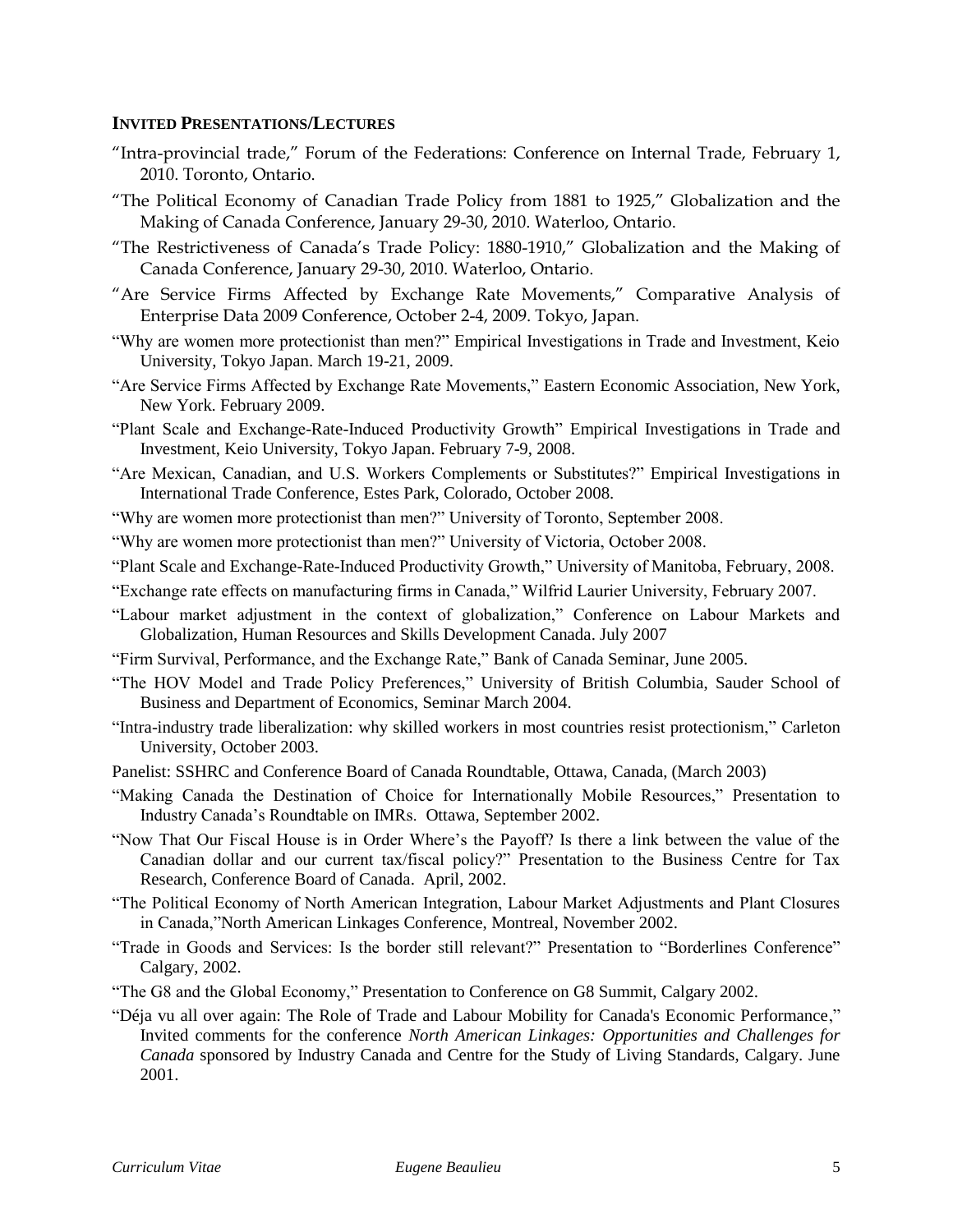## INVITED PRESENTATIONS/LECTURES

"Intra-provincial trade," Forum of the Federations: Conference on Internal Trade, February 1, 2010. Toronto, Ontario.

"The Political Economy of Canadian Trade Policy from 1881 to 1925," Globalization and the Making of Canada Conference, January 29-30, 2010. Waterloo, Ontario.

"The Restrictiveness of Canada's Trade Policy: 1880-1910," Globalization and the Making of Canada Conference, January 29-30, 2010. Waterloo, Ontario.

"Are Service Firms Affected by Exchange Rate Movements," Comparative Analysis of Enterprise Data 2009 Conference, October 2-4, 2009. Tokyo, Japan.

"Why are women more protectionist than men?" Empirical Investigations in Trade and Investment, Keio University, Tokyo Japan. March 19-21, 2009.

"Are Service Firms Affected by Exchange Rate Movements," Eastern Economic Association, New York, New York. February 2009.

"Plant Scale and Exchange-Rate-Induced Productivity Growth" Empirical Investigations in Trade and Investment, Keio University, Tokyo Japan. February 7-9, 2008.

"Are Mexican, Canadian, and U.S. Workers Complements or Substitutes?" Empirical Investigations in International Trade Conference, Estes Park, Colorado, October 2008.

"Why are women more protectionist than men?" University of Toronto, September 2008.

"Why are women more protectionist than men?" University of Victoria, October 2008.

"Plant Scale and Exchange-Rate-Induced Productivity Growth," University of Manitoba, February, 2008.

"Exchange rate effects on manufacturing firms in Canada," Wilfrid Laurier University, February 2007.

"Labour market adjustment in the context of globalization," Conference on Labour Markets and Globalization, Human Resources and Skills Development Canada. July 2007

"Firm Survival, Performance, and the Exchange Rate," Bank of Canada Seminar, June 2005.

"The HOV Model and Trade Policy Preferences," University of British Columbia, Sauder School of Business and Department of Economics, Seminar March 2004.

"Intra-industry trade liberalization: why skilled workers in most countries resist protectionism," Carleton University, October 2003.

Panelist: SSHRC and Conference Board of Canada Roundtable, Ottawa, Canada, (March 2003)

"Making Canada the Destination of Choice for Internationally Mobile Resources," Presentation to Industry Canada's Roundtable on IMRs. Ottawa, September 2002.

"Now That Our Fiscal House is in Order Where's the Payoff? Is there a link between the value of the Canadian dollar and our current tax/fiscal policy?" Presentation to the Business Centre for Tax Research, Conference Board of Canada. April, 2002.

"The Political Economy of North American Integration, Labour Market Adjustments and Plant Closures in Canada,"North American Linkages Conference, Montreal, November 2002.

"Trade in Goods and Services: Is the border still relevant?" Presentation to "Borderlines Conference" Calgary, 2002.

"The G8 and the Global Economy," Presentation to Conference on G8 Summit, Calgary 2002.

"Déja vu all over again: The Role of Trade and Labour Mobility for Canada's Economic Performance," Invited comments for the conference *North American Linkages: Opportunities and Challenges for Canada* sponsored by Industry Canada and Centre for the Study of Living Standards, Calgary. June 2001.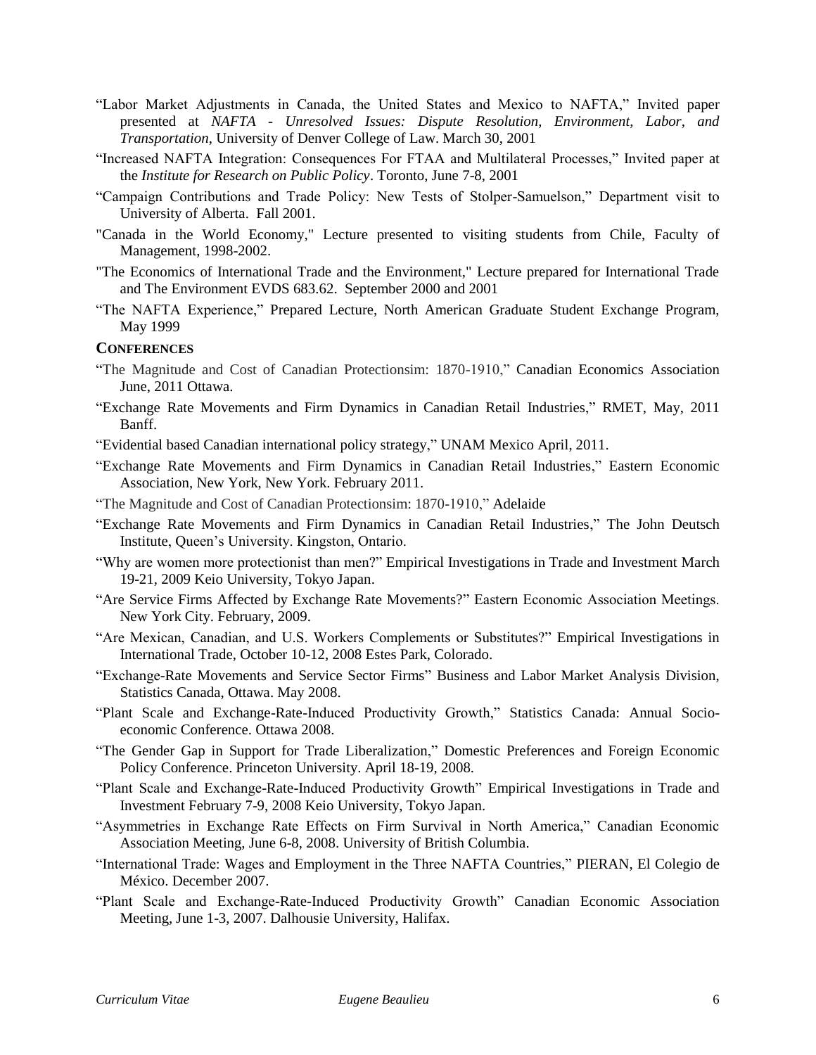"Labor Market Adjustments in Canada, the United States and Mexico to NAFTA," Invited paper presented at *NAFTA - Unresolved Issues: Dispute Resolution, Environment, Labor, and Transportation*, University of Denver College of Law. March 30, 2001

"Increased NAFTA Integration: Consequences For FTAA and Multilateral Processes," Invited paper at the *Institute for Research on Public Policy*. Toronto, June 7-8, 2001

"Campaign Contributions and Trade Policy: New Tests of Stolper-Samuelson," Department visit to University of Alberta. Fall 2001.

"Canada in the World Economy," Lecture presented to visiting students from Chile, Faculty of Management, 1998-2002.

"The Economics of International Trade and the Environment," Lecture prepared for International Trade and The Environment EVDS 683.62. September 2000 and 2001

"The NAFTA Experience," Prepared Lecture, North American Graduate Student Exchange Program, May 1999

## CONFERENCES

"The Magnitude and Cost of Canadian Protectionsim: 1870-1910," Canadian Economics Association June, 2011 Ottawa.

"Exchange Rate Movements and Firm Dynamics in Canadian Retail Industries," RMET, May, 2011 Banff.

"Evidential based Canadian international policy strategy," UNAM Mexico April, 2011.

"Exchange Rate Movements and Firm Dynamics in Canadian Retail Industries," Eastern Economic Association, New York, New York. February 2011.

"The Magnitude and Cost of Canadian Protectionsim: 1870-1910," Adelaide

"Exchange Rate Movements and Firm Dynamics in Canadian Retail Industries," The John Deutsch Institute, Queen's University. Kingston, Ontario.

"Why are women more protectionist than men?" Empirical Investigations in Trade and Investment March 19-21, 2009 Keio University, Tokyo Japan.

"Are Service Firms Affected by Exchange Rate Movements?" Eastern Economic Association Meetings. New York City. February, 2009.

"Are Mexican, Canadian, and U.S. Workers Complements or Substitutes?" Empirical Investigations in International Trade, October 10-12, 2008 Estes Park, Colorado.

"Exchange-Rate Movements and Service Sector Firms" Business and Labor Market Analysis Division, Statistics Canada, Ottawa. May 2008.

"Plant Scale and Exchange-Rate-Induced Productivity Growth," Statistics Canada: Annual Socio-economic Conference. Ottawa 2008.

"The Gender Gap in Support for Trade Liberalization," Domestic Preferences and Foreign Economic Policy Conference. Princeton University. April 18-19, 2008.

"Plant Scale and Exchange-Rate-Induced Productivity Growth" Empirical Investigations in Trade and Investment February 7-9, 2008 Keio University, Tokyo Japan.

"Asymmetries in Exchange Rate Effects on Firm Survival in North America," Canadian Economic Association Meeting, June 6-8, 2008. University of British Columbia.

"International Trade: Wages and Employment in the Three NAFTA Countries," PIERAN, El Colegio de México. December 2007.

"Plant Scale and Exchange-Rate-Induced Productivity Growth" Canadian Economic Association Meeting, June 1-3, 2007. Dalhousie University, Halifax.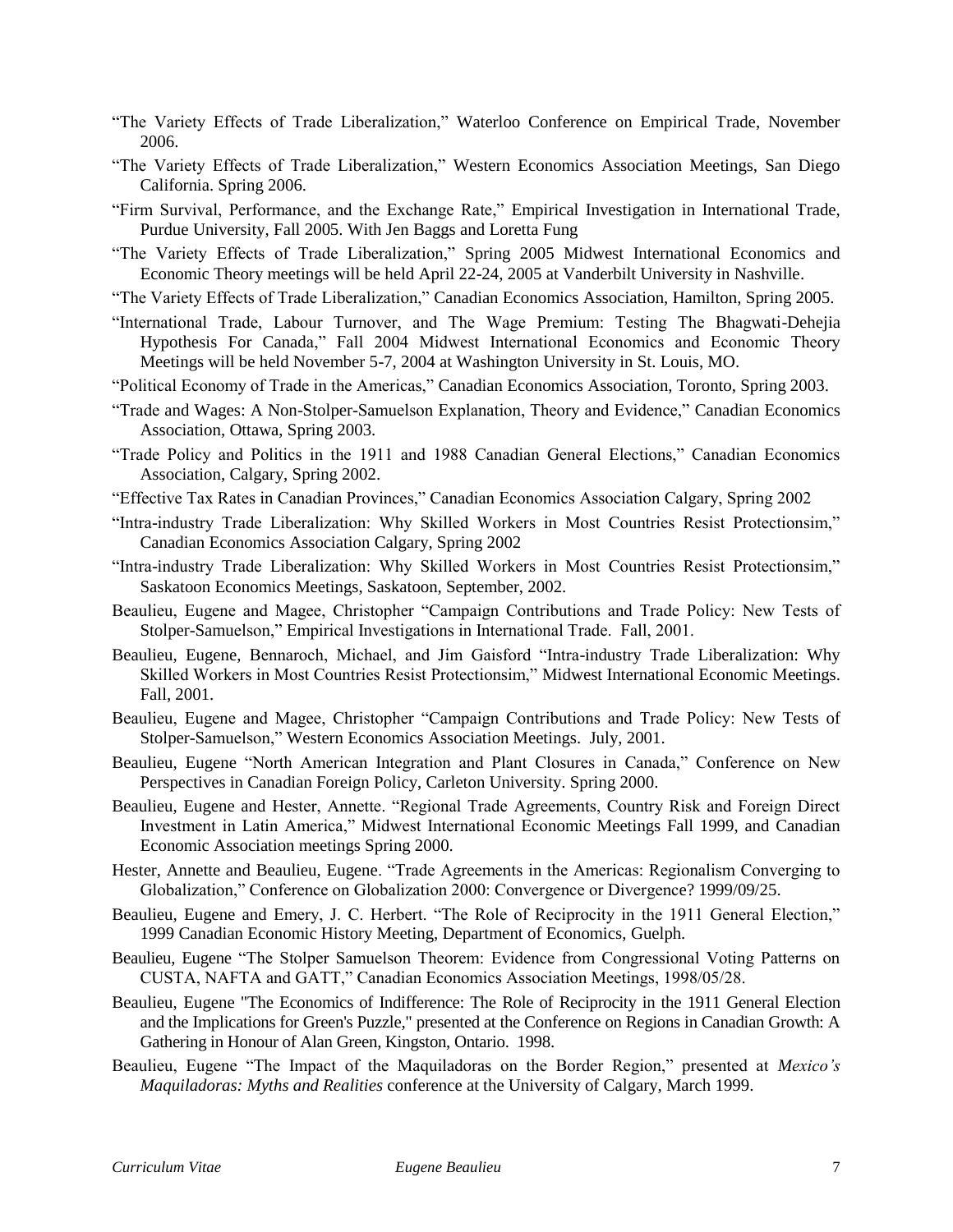"The Variety Effects of Trade Liberalization," Waterloo Conference on Empirical Trade, November 2006.

"The Variety Effects of Trade Liberalization," Western Economics Association Meetings, San Diego California. Spring 2006.

"Firm Survival, Performance, and the Exchange Rate," Empirical Investigation in International Trade, Purdue University, Fall 2005. With Jen Baggs and Loretta Fung

"The Variety Effects of Trade Liberalization," Spring 2005 Midwest International Economics and Economic Theory meetings will be held April 22-24, 2005 at Vanderbilt University in Nashville.

"The Variety Effects of Trade Liberalization," Canadian Economics Association, Hamilton, Spring 2005.

"International Trade, Labour Turnover, and The Wage Premium: Testing The Bhagwati-Dehejia Hypothesis For Canada," Fall 2004 Midwest International Economics and Economic Theory Meetings will be held November 5-7, 2004 at Washington University in St. Louis, MO.

"Political Economy of Trade in the Americas," Canadian Economics Association, Toronto, Spring 2003.

"Trade and Wages: A Non-Stolper-Samuelson Explanation, Theory and Evidence," Canadian Economics Association, Ottawa, Spring 2003.

"Trade Policy and Politics in the 1911 and 1988 Canadian General Elections," Canadian Economics Association, Calgary, Spring 2002.

"Effective Tax Rates in Canadian Provinces," Canadian Economics Association Calgary, Spring 2002

"Intra-industry Trade Liberalization: Why Skilled Workers in Most Countries Resist Protectionsim," Canadian Economics Association Calgary, Spring 2002

"Intra-industry Trade Liberalization: Why Skilled Workers in Most Countries Resist Protectionsim," Saskatoon Economics Meetings, Saskatoon, September, 2002.

Beaulieu, Eugene and Magee, Christopher "Campaign Contributions and Trade Policy: New Tests of Stolper-Samuelson," Empirical Investigations in International Trade. Fall, 2001.

Beaulieu, Eugene, Bennaroch, Michael, and Jim Gaisford "Intra-industry Trade Liberalization: Why Skilled Workers in Most Countries Resist Protectionsim," Midwest International Economic Meetings. Fall, 2001.

Beaulieu, Eugene and Magee, Christopher "Campaign Contributions and Trade Policy: New Tests of Stolper-Samuelson," Western Economics Association Meetings. July, 2001.

Beaulieu, Eugene "North American Integration and Plant Closures in Canada," Conference on New Perspectives in Canadian Foreign Policy, Carleton University. Spring 2000.

Beaulieu, Eugene and Hester, Annette. "Regional Trade Agreements, Country Risk and Foreign Direct Investment in Latin America," Midwest International Economic Meetings Fall 1999, and Canadian Economic Association meetings Spring 2000.

Hester, Annette and Beaulieu, Eugene. "Trade Agreements in the Americas: Regionalism Converging to Globalization," Conference on Globalization 2000: Convergence or Divergence? 1999/09/25.

Beaulieu, Eugene and Emery, J. C. Herbert. "The Role of Reciprocity in the 1911 General Election," 1999 Canadian Economic History Meeting, Department of Economics, Guelph.

Beaulieu, Eugene "The Stolper Samuelson Theorem: Evidence from Congressional Voting Patterns on CUSTA, NAFTA and GATT," Canadian Economics Association Meetings, 1998/05/28.

Beaulieu, Eugene "The Economics of Indifference: The Role of Reciprocity in the 1911 General Election and the Implications for Green's Puzzle," presented at the Conference on Regions in Canadian Growth: A Gathering in Honour of Alan Green, Kingston, Ontario. 1998.

Beaulieu, Eugene "The Impact of the Maquiladoras on the Border Region," presented at *Mexico's Maquiladoras: Myths and Realities* conference at the University of Calgary, March 1999.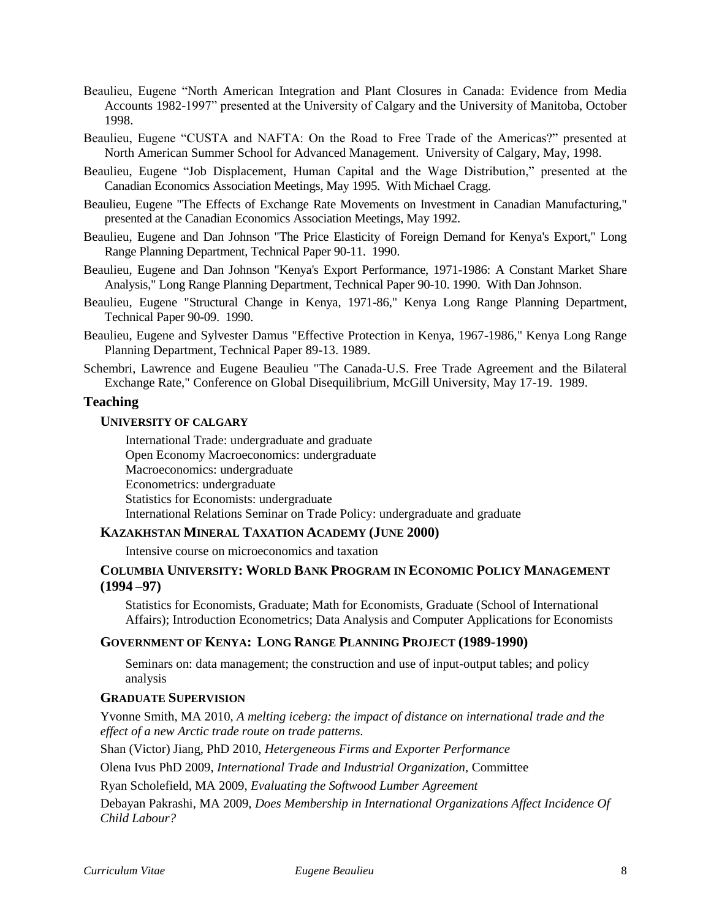Beaulieu, Eugene “North American Integration and Plant Closures in Canada: Evidence from Media Accounts 1982-1997” presented at the University of Calgary and the University of Manitoba, October 1998.

Beaulieu, Eugene “CUSTA and NAFTA: On the Road to Free Trade of the Americas?” presented at North American Summer School for Advanced Management. University of Calgary, May, 1998.

Beaulieu, Eugene “Job Displacement, Human Capital and the Wage Distribution,” presented at the Canadian Economics Association Meetings, May 1995. With Michael Cragg.

Beaulieu, Eugene "The Effects of Exchange Rate Movements on Investment in Canadian Manufacturing," presented at the Canadian Economics Association Meetings, May 1992.

Beaulieu, Eugene and Dan Johnson "The Price Elasticity of Foreign Demand for Kenya's Export," Long Range Planning Department, Technical Paper 90-11. 1990.

Beaulieu, Eugene and Dan Johnson "Kenya's Export Performance, 1971-1986: A Constant Market Share Analysis," Long Range Planning Department, Technical Paper 90-10. 1990. With Dan Johnson.

Beaulieu, Eugene "Structural Change in Kenya, 1971-86," Kenya Long Range Planning Department, Technical Paper 90-09. 1990.

Beaulieu, Eugene and Sylvester Damus "Effective Protection in Kenya, 1967-1986," Kenya Long Range Planning Department, Technical Paper 89-13. 1989.

Schembri, Lawrence and Eugene Beaulieu "The Canada-U.S. Free Trade Agreement and the Bilateral Exchange Rate," Conference on Global Disequilibrium, McGill University, May 17-19. 1989.

## Teaching

### University of Calgary

International Trade: undergraduate and graduate
Open Economy Macroeconomics: undergraduate
Macroeconomics: undergraduate
Econometrics: undergraduate
Statistics for Economists: undergraduate
International Relations Seminar on Trade Policy: undergraduate and graduate

### Kazakhstan Mineral Taxation Academy (June 2000)

Intensive course on microeconomics and taxation

### Columbia University: World Bank Program in Economic Policy Management (1994 –97)

Statistics for Economists, Graduate; Math for Economists, Graduate (School of International Affairs); Introduction Econometrics; Data Analysis and Computer Applications for Economists

### Government of Kenya: Long Range Planning Project (1989-1990)

Seminars on: data management; the construction and use of input-output tables; and policy analysis

### Graduate Supervision

Yvonne Smith, MA 2010, *A melting iceberg: the impact of distance on international trade and the effect of a new Arctic trade route on trade patterns.*

Shan (Victor) Jiang, PhD 2010, *Hetergeneous Firms and Exporter Performance*

Olena Ivus PhD 2009, *International Trade and Industrial Organization*, Committee

Ryan Scholefield, MA 2009, *Evaluating the Softwood Lumber Agreement*

Debayan Pakrashi, MA 2009, *Does Membership in International Organizations Affect Incidence Of Child Labour?*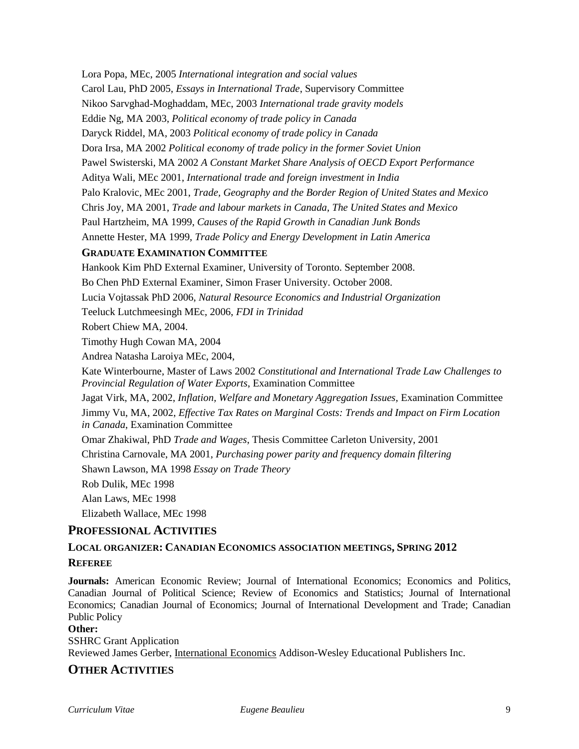Lora Popa, MEc, 2005 *International integration and social values*

Carol Lau, PhD 2005, *Essays in International Trade*, Supervisory Committee

Nikoo Sarvghad-Moghaddam, MEc, 2003 *International trade gravity models*

Eddie Ng, MA 2003, *Political economy of trade policy in Canada*

Daryck Riddel, MA, 2003 *Political economy of trade policy in Canada*

Dora Irsa, MA 2002 *Political economy of trade policy in the former Soviet Union*

Pawel Swisterski, MA 2002 *A Constant Market Share Analysis of OECD Export Performance*

Aditya Wali, MEc 2001, *International trade and foreign investment in India*

Palo Kralovic, MEc 2001, *Trade, Geography and the Border Region of United States and Mexico*

Chris Joy, MA 2001, *Trade and labour markets in Canada, The United States and Mexico*

Paul Hartzheim, MA 1999, *Causes of the Rapid Growth in Canadian Junk Bonds*

Annette Hester, MA 1999, *Trade Policy and Energy Development in Latin America*

### GRADUATE EXAMINATION COMMITTEE

Hankook Kim PhD External Examiner, University of Toronto. September 2008.

Bo Chen PhD External Examiner, Simon Fraser University. October 2008.

Lucia Vojtassak PhD 2006, *Natural Resource Economics and Industrial Organization*

Teeluck Lutchmeesingh MEc, 2006, *FDI in Trinidad*

Robert Chiew MA, 2004.

Timothy Hugh Cowan MA, 2004

Andrea Natasha Laroiya MEc, 2004,

Kate Winterbourne, Master of Laws 2002 *Constitutional and International Trade Law Challenges to Provincial Regulation of Water Exports*, Examination Committee

Jagat Virk, MA, 2002, *Inflation, Welfare and Monetary Aggregation Issues,* Examination Committee

Jimmy Vu, MA, 2002, *Effective Tax Rates on Marginal Costs: Trends and Impact on Firm Location in Canada*, Examination Committee

Omar Zhakiwal, PhD *Trade and Wages*, Thesis Committee Carleton University, 2001

Christina Carnovale, MA 2001, *Purchasing power parity and frequency domain filtering*

Shawn Lawson, MA 1998 *Essay on Trade Theory*

Rob Dulik, MEc 1998

Alan Laws, MEc 1998

Elizabeth Wallace, MEc 1998

## PROFESSIONAL ACTIVITIES

### LOCAL ORGANIZER: CANADIAN ECONOMICS ASSOCIATION MEETINGS, SPRING 2012

### REFEREE

**Journals:** American Economic Review; Journal of International Economics; Economics and Politics, Canadian Journal of Political Science; Review of Economics and Statistics; Journal of International Economics; Canadian Journal of Economics; Journal of International Development and Trade; Canadian Public Policy

**Other:**

SSHRC Grant Application

Reviewed James Gerber, International Economics Addison-Wesley Educational Publishers Inc.

## OTHER ACTIVITIES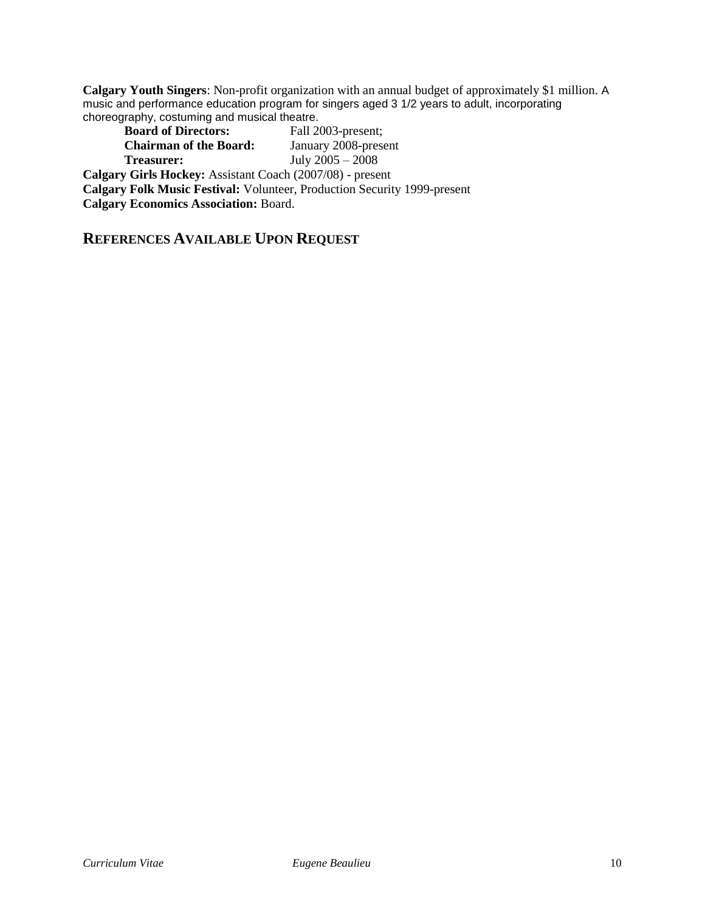**Calgary Youth Singers**: Non-profit organization with an annual budget of approximately $1 million. A music and performance education program for singers aged 3 1/2 years to adult, incorporating choreography, costuming and musical theatre.

| | |
|---|---|
| **Board of Directors:** | Fall 2003-present; |
| **Chairman of the Board:** | January 2008-present |
| **Treasurer:** | July 2005 – 2008 |

**Calgary Girls Hockey:** Assistant Coach (2007/08) - present
**Calgary Folk Music Festival:** Volunteer, Production Security 1999-present
**Calgary Economics Association:** Board.

## REFERENCES AVAILABLE UPON REQUEST